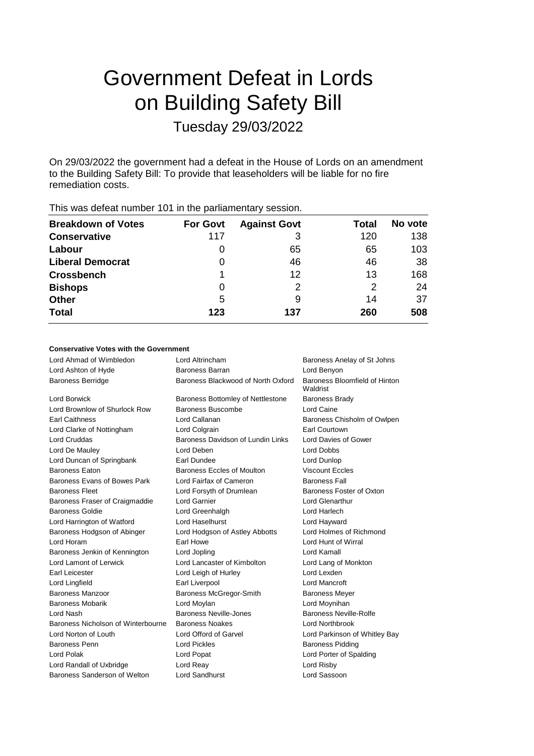# Government Defeat in Lords on Building Safety Bill

## Tuesday 29/03/2022

On 29/03/2022 the government had a defeat in the House of Lords on an amendment to the Building Safety Bill: To provide that leaseholders will be liable for no fire remediation costs.

This was defeat number 101 in the parliamentary session.

| Breakdown of Votes | For Govt | Against Govt | Total | No vote |
|---|---|---|---|---|
| **Conservative** | 117 | 3 | 120 | 138 |
| **Labour** | 0 | 65 | 65 | 103 |
| **Liberal Democrat** | 0 | 46 | 46 | 38 |
| **Crossbench** | 1 | 12 | 13 | 168 |
| **Bishops** | 0 | 2 | 2 | 24 |
| **Other** | 5 | 9 | 14 | 37 |
| **Total** | **123** | **137** | **260** | **508** |

### Conservative Votes with the Government

| | | |
|---|---|---|
| Lord Ahmad of Wimbledon | Lord Altrincham | Baroness Anelay of St Johns |
| Lord Ashton of Hyde | Baroness Barran | Lord Benyon |
| Baroness Berridge | Baroness Blackwood of North Oxford | Baroness Bloomfield of Hinton Waldrist |
| Lord Borwick | Baroness Bottomley of Nettlestone | Baroness Brady |
| Lord Brownlow of Shurlock Row | Baroness Buscombe | Lord Caine |
| Earl Caithness | Lord Callanan | Baroness Chisholm of Owlpen |
| Lord Clarke of Nottingham | Lord Colgrain | Earl Courtown |
| Lord Cruddas | Baroness Davidson of Lundin Links | Lord Davies of Gower |
| Lord De Mauley | Lord Deben | Lord Dobbs |
| Lord Duncan of Springbank | Earl Dundee | Lord Dunlop |
| Baroness Eaton | Baroness Eccles of Moulton | Viscount Eccles |
| Baroness Evans of Bowes Park | Lord Fairfax of Cameron | Baroness Fall |
| Baroness Fleet | Lord Forsyth of Drumlean | Baroness Foster of Oxton |
| Baroness Fraser of Craigmaddie | Lord Garnier | Lord Glenarthur |
| Baroness Goldie | Lord Greenhalgh | Lord Harlech |
| Lord Harrington of Watford | Lord Haselhurst | Lord Hayward |
| Baroness Hodgson of Abinger | Lord Hodgson of Astley Abbotts | Lord Holmes of Richmond |
| Lord Horam | Earl Howe | Lord Hunt of Wirral |
| Baroness Jenkin of Kennington | Lord Jopling | Lord Kamall |
| Lord Lamont of Lerwick | Lord Lancaster of Kimbolton | Lord Lang of Monkton |
| Earl Leicester | Lord Leigh of Hurley | Lord Lexden |
| Lord Lingfield | Earl Liverpool | Lord Mancroft |
| Baroness Manzoor | Baroness McGregor-Smith | Baroness Meyer |
| Baroness Mobarik | Lord Moylan | Lord Moynihan |
| Lord Nash | Baroness Neville-Jones | Baroness Neville-Rolfe |
| Baroness Nicholson of Winterbourne | Baroness Noakes | Lord Northbrook |
| Lord Norton of Louth | Lord Offord of Garvel | Lord Parkinson of Whitley Bay |
| Baroness Penn | Lord Pickles | Baroness Pidding |
| Lord Polak | Lord Popat | Lord Porter of Spalding |
| Lord Randall of Uxbridge | Lord Reay | Lord Risby |
| Baroness Sanderson of Welton | Lord Sandhurst | Lord Sassoon |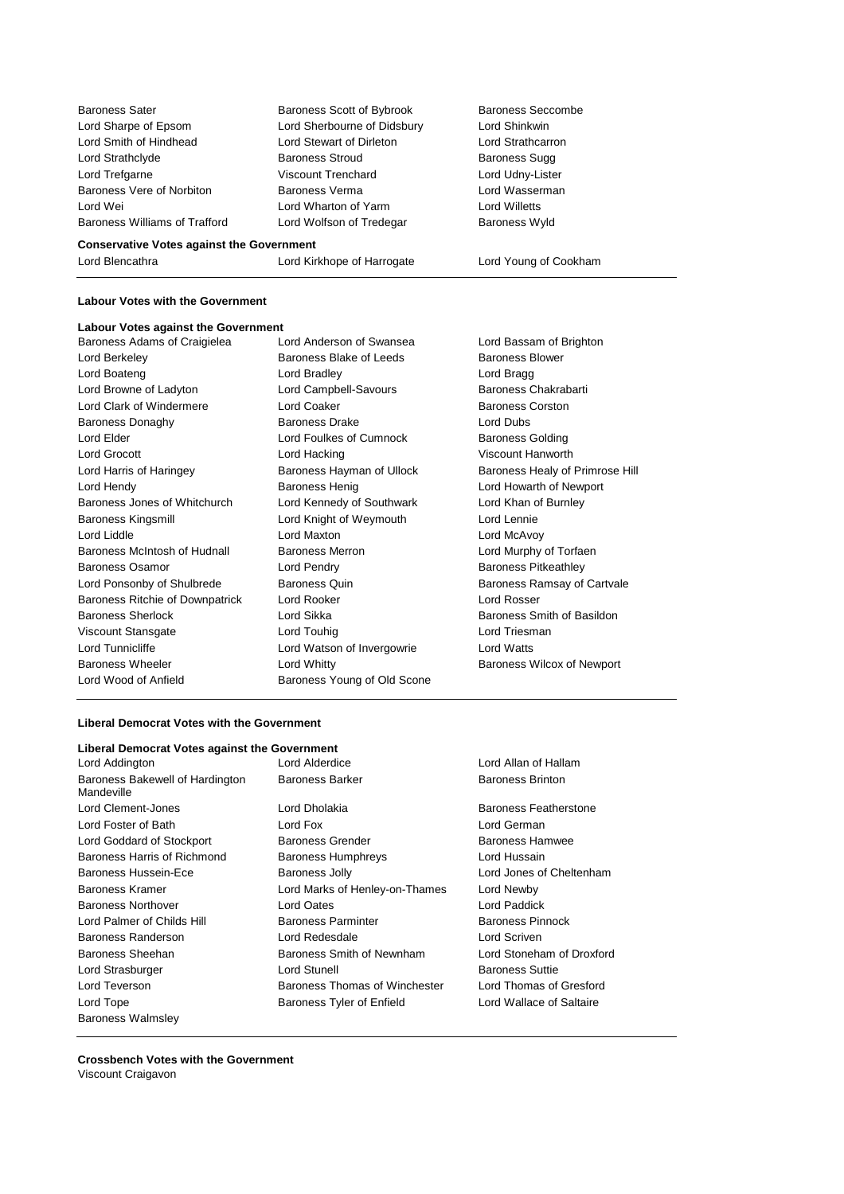Baroness Sater
Baroness Scott of Bybrook
Baroness Seccombe
Lord Sharpe of Epsom
Lord Sherbourne of Didsbury
Lord Shinkwin
Lord Smith of Hindhead
Lord Stewart of Dirleton
Lord Strathcarron
Lord Strathclyde
Baroness Stroud
Baroness Sugg
Lord Trefgarne
Viscount Trenchard
Lord Udny-Lister
Baroness Vere of Norbiton
Baroness Verma
Lord Wasserman
Lord Wei
Lord Wharton of Yarm
Lord Willetts
Baroness Williams of Trafford
Lord Wolfson of Tredegar
Baroness Wyld

**Conservative Votes against the Government**

Lord Blencathra
Lord Kirkhope of Harrogate
Lord Young of Cookham

---

**Labour Votes with the Government**

**Labour Votes against the Government**

Baroness Adams of Craigielea
Lord Anderson of Swansea
Lord Bassam of Brighton
Lord Berkeley
Baroness Blake of Leeds
Baroness Blower
Lord Boateng
Lord Bradley
Lord Bragg
Lord Browne of Ladyton
Lord Campbell-Savours
Baroness Chakrabarti
Lord Clark of Windermere
Lord Coaker
Baroness Corston
Baroness Donaghy
Baroness Drake
Lord Dubs
Lord Elder
Lord Foulkes of Cumnock
Baroness Golding
Lord Grocott
Lord Hacking
Viscount Hanworth
Lord Harris of Haringey
Baroness Hayman of Ullock
Baroness Healy of Primrose Hill
Lord Hendy
Baroness Henig
Lord Howarth of Newport
Baroness Jones of Whitchurch
Lord Kennedy of Southwark
Lord Khan of Burnley
Baroness Kingsmill
Lord Knight of Weymouth
Lord Lennie
Lord Liddle
Lord Maxton
Lord McAvoy
Baroness McIntosh of Hudnall
Baroness Merron
Lord Murphy of Torfaen
Baroness Osamor
Lord Pendry
Baroness Pitkeathley
Lord Ponsonby of Shulbrede
Baroness Quin
Baroness Ramsay of Cartvale
Baroness Ritchie of Downpatrick
Lord Rooker
Lord Rosser
Baroness Sherlock
Lord Sikka
Baroness Smith of Basildon
Viscount Stansgate
Lord Touhig
Lord Triesman
Lord Tunnicliffe
Lord Watson of Invergowrie
Lord Watts
Baroness Wheeler
Lord Whitty
Baroness Wilcox of Newport
Lord Wood of Anfield
Baroness Young of Old Scone

---

**Liberal Democrat Votes with the Government**

**Liberal Democrat Votes against the Government**

Lord Addington
Lord Alderdice
Lord Allan of Hallam
Baroness Bakewell of Hardington Mandeville
Baroness Barker
Baroness Brinton
Lord Clement-Jones
Lord Dholakia
Baroness Featherstone
Lord Foster of Bath
Lord Fox
Lord German
Lord Goddard of Stockport
Baroness Grender
Baroness Hamwee
Baroness Harris of Richmond
Baroness Humphreys
Lord Hussain
Baroness Hussein-Ece
Baroness Jolly
Lord Jones of Cheltenham
Baroness Kramer
Lord Marks of Henley-on-Thames
Lord Newby
Baroness Northover
Lord Oates
Lord Paddick
Lord Palmer of Childs Hill
Baroness Parminter
Baroness Pinnock
Baroness Randerson
Lord Redesdale
Lord Scriven
Baroness Sheehan
Baroness Smith of Newnham
Lord Stoneham of Droxford
Lord Strasburger
Lord Stunell
Baroness Suttie
Lord Teverson
Baroness Thomas of Winchester
Lord Thomas of Gresford
Lord Tope
Baroness Tyler of Enfield
Lord Wallace of Saltaire
Baroness Walmsley

---

**Crossbench Votes with the Government**

Viscount Craigavon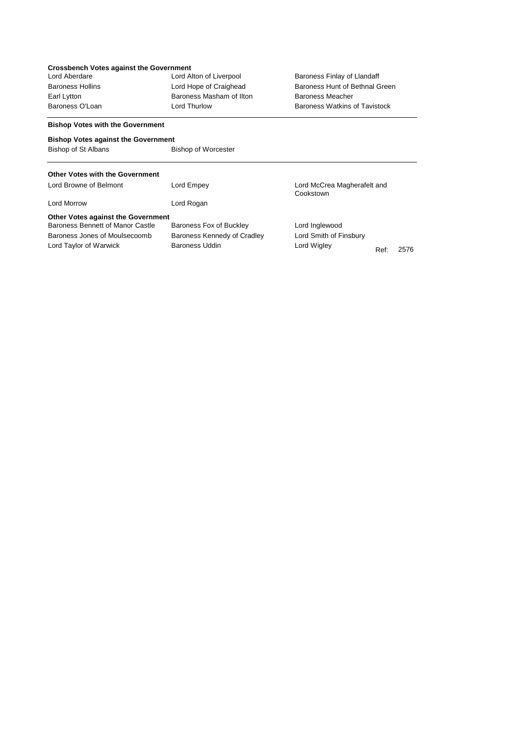**Crossbench Votes against the Government**

| | | |
|---|---|---|
| Lord Aberdare | Lord Alton of Liverpool | Baroness Finlay of Llandaff |
| Baroness Hollins | Lord Hope of Craighead | Baroness Hunt of Bethnal Green |
| Earl Lytton | Baroness Masham of Ilton | Baroness Meacher |
| Baroness O'Loan | Lord Thurlow | Baroness Watkins of Tavistock |

**Bishop Votes with the Government**

**Bishop Votes against the Government**

| | |
|---|---|
| Bishop of St Albans | Bishop of Worcester |

**Other Votes with the Government**

| | | |
|---|---|---|
| Lord Browne of Belmont | Lord Empey | Lord McCrea Magherafelt and Cookstown |
| Lord Morrow | Lord Rogan | |

**Other Votes against the Government**

| | | |
|---|---|---|
| Baroness Bennett of Manor Castle | Baroness Fox of Buckley | Lord Inglewood |
| Baroness Jones of Moulsecoomb | Baroness Kennedy of Cradley | Lord Smith of Finsbury |
| Lord Taylor of Warwick | Baroness Uddin | Lord Wigley |

Ref: 2576